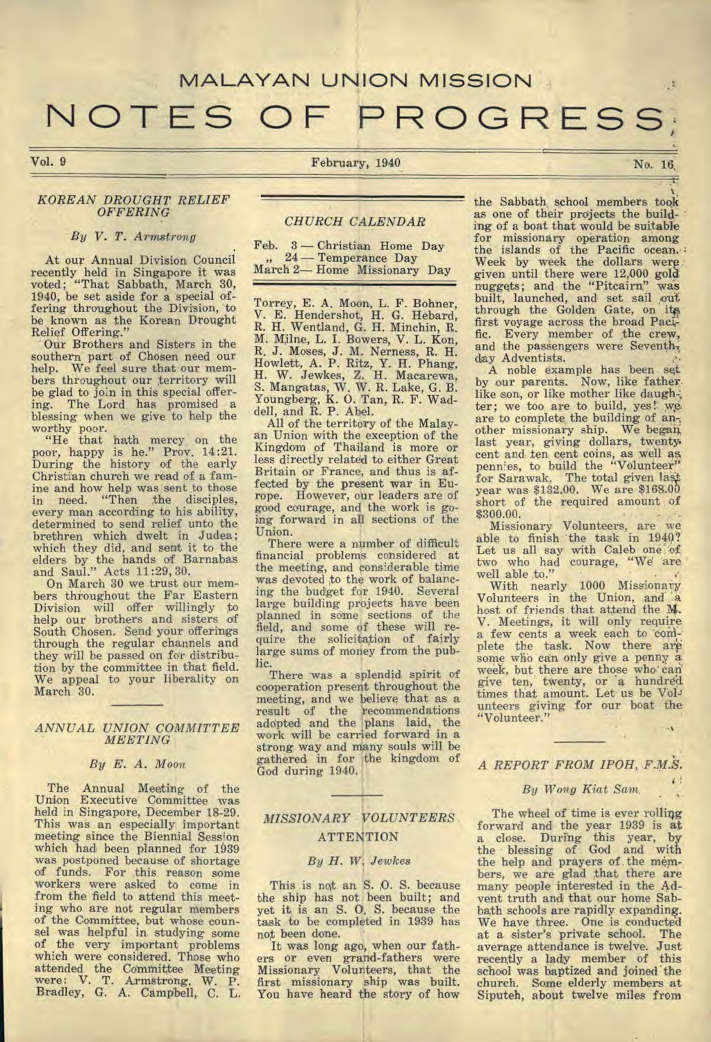# MALAYAN UNION MISSION

# NOTES OF PROGRESS

Vol. 9 — February, 1940 — No. 16

## *KOREAN DROUGHT RELIEF OFFERING*

*By V. T. Armstrong*

At our Annual Division Council recently held in Singapore it was voted; "That Sabbath, March 30, 1940, be set aside for a special offering throughout the Division, to be known as the Korean Drought Relief Offering."

Our Brothers and Sisters in the southern part of Chosen need our help. We feel sure that our members throughout our territory will be glad to join in this special offering. The Lord has promised a blessing when we give to help the worthy poor.

"He that hath mercy on the poor, happy is he." Prov. 14:21. During the history of the early Christian church we read of a famine and how help was sent to those in need. "Then the disciples, every man according to his ability, determined to send relief unto the brethren which dwelt in Judea; which they did, and sent it to the elders by the hands of Barnabas and Saul." Acts 11:29, 30.

On March 30 we trust our members throughout the Far Eastern Division will offer willingly to help our brothers and sisters of South Chosen. Send your offerings through the regular channels and they will be passed on for distribution by the committee in that field. We appeal to your liberality on March 30.

## *ANNUAL UNION COMMITTEE MEETING*

*By E. A. Moon*

The Annual Meeting of the Union Executive Committee was held in Singapore, December 18-29. This was an especially important meeting since the Biennial Session which had been planned for 1939 was postponed because of shortage of funds. For this reason some workers were asked to come in from the field to attend this meeting who are not regular members of the Committee, but whose counsel was helpful in studying some of the very important problems which were considered. Those who attended the Committee Meeting were: V. T. Armstrong, W. P. Bradley, G. A. Campbell, C. L. Torrey, E. A. Moon, L. F. Bohner, V. E. Hendershot, H. G. Hebard, R. H. Wentland, G. H. Minchin, R. M. Milne, L. I. Bowers, V. L. Kon, R. J. Moses, J. M. Nerness, R. H. Howlett, A. P. Ritz, Y. H. Phang, H. W. Jewkes, Z. H. Macarewa, S. Mangatas, W. W. R. Lake, G. B. Youngberg, K. O. Tan, R. F. Waddell, and R. P. Abel.

All of the territory of the Malayan Union with the exception of the Kingdom of Thailand is more or less directly related to either Great Britain or France, and thus is affected by the present war in Europe. However, our leaders are of good courage, and the work is going forward in all sections of the Union.

There were a number of difficult financial problems considered at the meeting, and considerable time was devoted to the work of balancing the budget for 1940. Several large building projects have been planned in some sections of the field, and some of these will require the solicitation of fairly large sums of money from the public.

There was a splendid spirit of cooperation present throughout the meeting, and we believe that as a result of the recommendations adopted and the plans laid, the work will be carried forward in a strong way and many souls will be gathered in for the kingdom of God during 1940.

## *CHURCH CALENDAR*

Feb. 3 — Christian Home Day
„ 24 — Temperance Day
March 2— Home Missionary Day

## *MISSIONARY VOLUNTEERS ATTENTION*

*By H. W. Jewkes*

This is not an S. O. S. because the ship has not been built; and yet it is an S. O. S. because the task to be completed in 1939 has not been done.

It was long ago, when our fathers or even grand-fathers were Missionary Volunteers, that the first missionary ship was built. You have heard the story of how the Sabbath school members took as one of their projects the building of a boat that would be suitable for missionary operation among the islands of the Pacific ocean. Week by week the dollars were given until there were 12,000 gold nuggets; and the "Pitcairn" was built, launched, and set sail out through the Golden Gate, on its first voyage across the broad Pacific. Every member of the crew, and the passengers were Seventh-day Adventists.

A noble example has been set by our parents. Now, like father like son, or like mother like daughter; we too are to build, yes! we are to complete the building of another missionary ship. We began last year, giving dollars, twenty cent and ten cent coins, as well as pennies, to build the "Volunteer" for Sarawak. The total given last year was $132.00. We are $168.00 short of the required amount of $300.00.

Missionary Volunteers, are we able to finish the task in 1940? Let us all say with Caleb one of two who had courage, "We are well able to."

With nearly 1000 Missionary Volunteers in the Union, and a host of friends that attend the M. V. Meetings, it will only require a few cents a week each to complete the task. Now there are some who can only give a penny a week, but there are those who can give ten, twenty, or a hundred times that amount. Let us be Volunteers giving for our boat the "Volunteer."

## *A REPORT FROM IPOH, F.M.S.*

*By Wong Kiat Sam*

The wheel of time is ever rolling forward and the year 1939 is at a close. During this year, by the blessing of God and with the help and prayers of the members, we are glad that there are many people interested in the Advent truth and that our home Sabbath schools are rapidly expanding. We have three. One is conducted at a sister's private school. The average attendance is twelve. Just recently a lady member of this school was baptized and joined the church. Some elderly members at Siputeh, about twelve miles from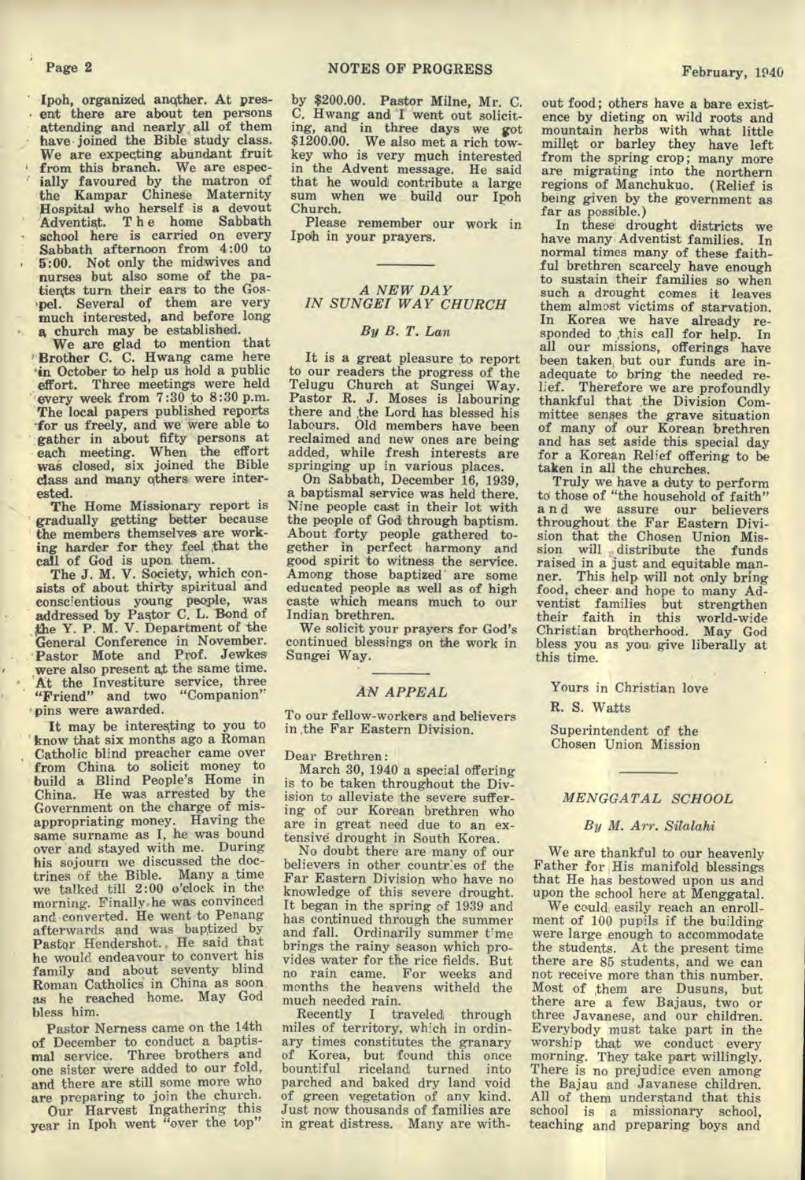Ipoh, organized another. At present there are about ten persons attending and nearly all of them have joined the Bible study class. We are expecting abundant fruit from this branch. We are especially favoured by the matron of the Kampar Chinese Maternity Hospital who herself is a devout Adventist. The home Sabbath school here is carried on every Sabbath afternoon from 4:00 to 5:00. Not only the midwives and nurses but also some of the patients turn their ears to the Gospel. Several of them are very much interested, and before long a church may be established.

We are glad to mention that Brother C. C. Hwang came here in October to help us hold a public effort. Three meetings were held every week from 7:30 to 8:30 p.m. The local papers published reports for us freely, and we were able to gather in about fifty persons at each meeting. When the effort was closed, six joined the Bible class and many others were interested.

The Home Missionary report is gradually getting better because the members themselves are working harder for they feel that the call of God is upon them.

The J. M. V. Society, which consists of about thirty spiritual and conscientious young people, was addressed by Pastor C. L. Bond of the Y. P. M. V. Department of the General Conference in November. Pastor Mote and Prof. Jewkes were also present at the same time. At the Investiture service, three "Friend" and two "Companion" pins were awarded.

It may be interesting to you to know that six months ago a Roman Catholic blind preacher came over from China to solicit money to build a Blind People's Home in China. He was arrested by the Government on the charge of misappropriating money. Having the same surname as I, he was bound over and stayed with me. During his sojourn we discussed the doctrines of the Bible. Many a time we talked till 2:00 o'clock in the morning. Finally he was convinced and converted. He went to Penang afterwards and was baptized by Pastor Hendershot. He said that he would endeavour to convert his family and about seventy blind Roman Catholics in China as soon as he reached home. May God bless him.

Pastor Nerness came on the 14th of December to conduct a baptismal service. Three brothers and one sister were added to our fold, and there are still some more who are preparing to join the church.

Our Harvest Ingathering this year in Ipoh went "over the top" by $200.00. Pastor Milne, Mr. C. C. Hwang and I went out soliciting, and in three days we got $1200.00. We also met a rich towkey who is very much interested in the Advent message. He said that he would contribute a large sum when we build our Ipoh Church.

Please remember our work in Ipoh in your prayers.

---

## *A NEW DAY IN SUNGEI WAY CHURCH*

*By B. T. Lan*

It is a great pleasure to report to our readers the progress of the Telugu Church at Sungei Way. Pastor R. J. Moses is labouring there and the Lord has blessed his labours. Old members have been reclaimed and new ones are being added, while fresh interests are springing up in various places.

On Sabbath, December 16, 1939, a baptismal service was held there. Nine people cast in their lot with the people of God through baptism. About forty people gathered together in perfect harmony and good spirit to witness the service. Among those baptized are some educated people as well as of high caste which means much to our Indian brethren.

We solicit your prayers for God's continued blessings on the work in Sungei Way.

---

## *AN APPEAL*

To our fellow-workers and believers in the Far Eastern Division.

Dear Brethren:

March 30, 1940 a special offering is to be taken throughout the Division to alleviate the severe suffering of our Korean brethren who are in great need due to an extensive drought in South Korea.

No doubt there are many of our believers in other countries of the Far Eastern Division who have no knowledge of this severe drought. It began in the spring of 1939 and has continued through the summer and fall. Ordinarily summer time brings the rainy season which provides water for the rice fields. But no rain came. For weeks and months the heavens witheld the much needed rain.

Recently I traveled through miles of territory, which in ordinary times constitutes the granary of Korea, but found this once bountiful riceland turned into parched and baked dry land void of green vegetation of any kind. Just now thousands of families are in great distress. Many are without food; others have a bare existence by dieting on wild roots and mountain herbs with what little millet or barley they have left from the spring crop; many more are migrating into the northern regions of Manchukuo. (Relief is being given by the government as far as possible.)

In these drought districts we have many Adventist families. In normal times many of these faithful brethren scarcely have enough to sustain their families so when such a drought comes it leaves them almost victims of starvation. In Korea we have already responded to this call for help. In all our missions, offerings have been taken but our funds are inadequate to bring the needed relief. Therefore we are profoundly thankful that the Division Committee senses the grave situation of many of our Korean brethren and has set aside this special day for a Korean Relief offering to be taken in all the churches.

Truly we have a duty to perform to those of "the household of faith" and we assure our believers throughout the Far Eastern Division that the Chosen Union Mission will distribute the funds raised in a just and equitable manner. This help will not only bring food, cheer and hope to many Adventist families but strengthen their faith in this world-wide Christian brotherhood. May God bless you as you give liberally at this time.

Yours in Christian love

R. S. Watts

Superintendent of the Chosen Union Mission

---

## *MENGGATAL SCHOOL*

*By M. Arr. Silalahi*

We are thankful to our heavenly Father for His manifold blessings that He has bestowed upon us and upon the school here at Menggatal.

We could easily reach an enrollment of 100 pupils if the building were large enough to accommodate the students. At the present time there are 85 students, and we can not receive more than this number. Most of them are Dusuns, but there are a few Bajaus, two or three Javanese, and our children. Everybody must take part in the worship that we conduct every morning. They take part willingly. There is no prejudice even among the Bajau and Javanese children. All of them understand that this school is a missionary school, teaching and preparing boys and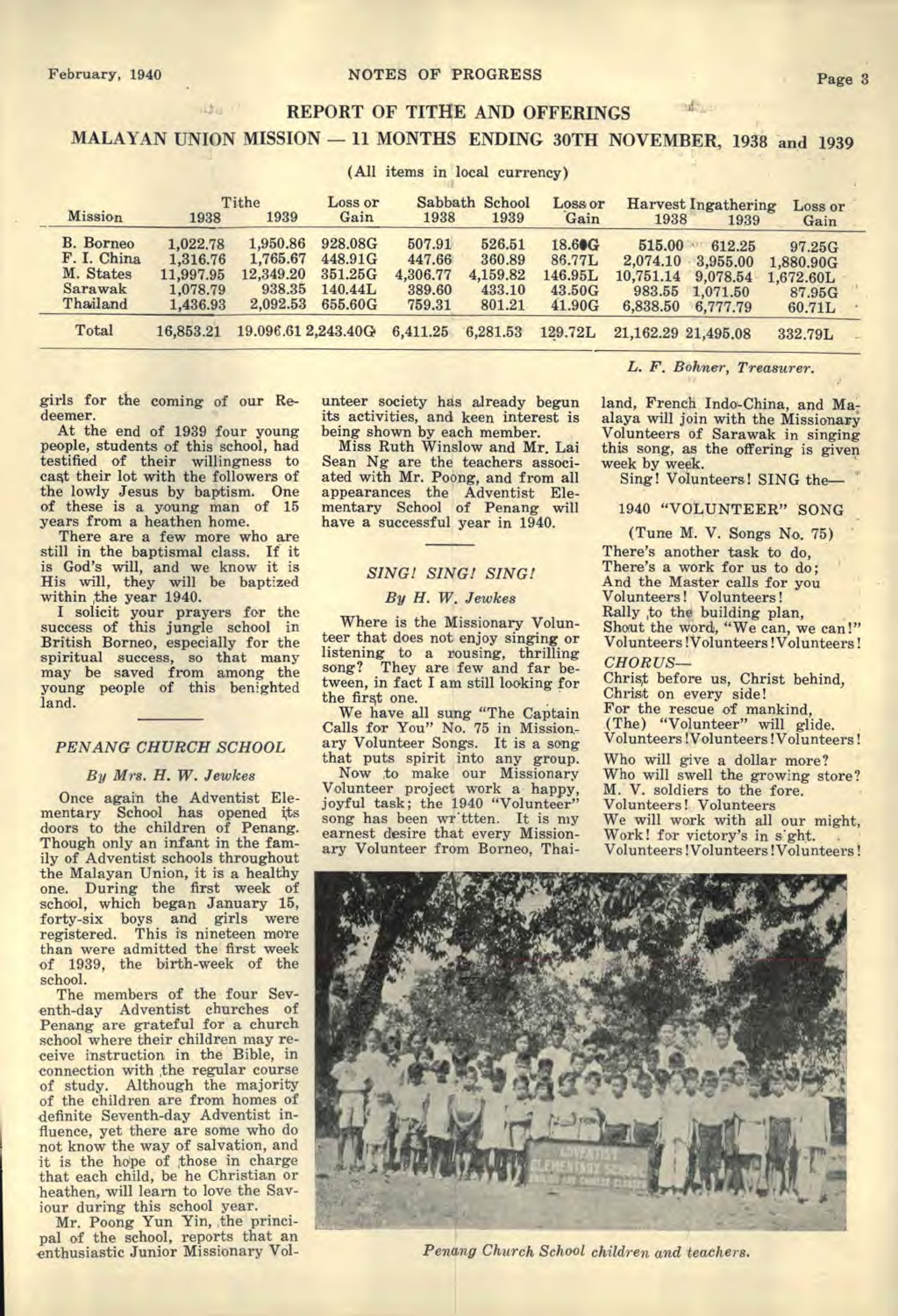## REPORT OF TITHE AND OFFERINGS

### MALAYAN UNION MISSION — 11 MONTHS ENDING 30TH NOVEMBER, 1938 and 1939

(All items in local currency)

| Mission | Tithe 1938 | Tithe 1939 | Loss or Gain | Sabbath School 1938 | Sabbath School 1939 | Loss or Gain | Harvest Ingathering 1938 | Harvest Ingathering 1939 | Loss or Gain |
|---|---|---|---|---|---|---|---|---|---|
| B. Borneo | 1,022.78 | 1,950.86 | 928.08G | 507.91 | 526.51 | 18.60G | 515.00 | 612.25 | 97.25G |
| F. I. China | 1,316.76 | 1,765.67 | 448.91G | 447.66 | 360.89 | 86.77L | 2,074.10 | 3,955.00 | 1,880.90G |
| M. States | 11,997.95 | 12,349.20 | 351.25G | 4,306.77 | 4,159.82 | 146.95L | 10,751.14 | 9,078.54 | 1,672.60L |
| Sarawak | 1,078.79 | 938.35 | 140.44L | 389.60 | 433.10 | 43.50G | 983.55 | 1,071.50 | 87.95G |
| Thailand | 1,436.93 | 2,092.53 | 655.60G | 759.31 | 801.21 | 41.90G | 6,838.50 | 6,777.79 | 60.71L |
| Total | 16,853.21 | 19.096.61 | 2,243.40G | 6,411.25 | 6,281.53 | 129.72L | 21,162.29 | 21,495.08 | 332.79L |

*L. F. Bohner, Treasurer.*

girls for the coming of our Redeemer.

At the end of 1939 four young people, students of this school, had testified of their willingness to cast their lot with the followers of the lowly Jesus by baptism. One of these is a young man of 15 years from a heathen home.

There are a few more who are still in the baptismal class. If it is God's will, and we know it is His will, they will be baptized within the year 1940.

I solicit your prayers for the success of this jungle school in British Borneo, especially for the spiritual success, so that many may be saved from among the young people of this benighted land.

### PENANG CHURCH SCHOOL

*By Mrs. H. W. Jewkes*

Once again the Adventist Elementary School has opened its doors to the children of Penang. Though only an infant in the family of Adventist schools throughout the Malayan Union, it is a healthy one. During the first week of school, which began January 15, forty-six boys and girls were registered. This is nineteen more than were admitted the first week of 1939, the birth-week of the school.

The members of the four Seventh-day Adventist churches of Penang are grateful for a church school where their children may receive instruction in the Bible, in connection with the regular course of study. Although the majority of the children are from homes of definite Seventh-day Adventist influence, yet there are some who do not know the way of salvation, and it is the hope of those in charge that each child, be he Christian or heathen, will learn to love the Saviour during this school year.

Mr. Poong Yun Yin, the principal of the school, reports that an enthusiastic Junior Missionary Volunteer society has already begun its activities, and keen interest is being shown by each member.

Miss Ruth Winslow and Mr. Lai Sean Ng are the teachers associated with Mr. Poong, and from all appearances the Adventist Elementary School of Penang will have a successful year in 1940.

### SING! SING! SING!

*By H. W. Jewkes*

Where is the Missionary Volunteer that does not enjoy singing or listening to a rousing, thrilling song? They are few and far between, in fact I am still looking for the first one.

We have all sung "The Captain Calls for You" No. 75 in Missionary Volunteer Songs. It is a song that puts spirit into any group.

Now to make our Missionary Volunteer project work a happy, joyful task; the 1940 "Volunteer" song has been wr'ttten. It is my earnest desire that every Missionary Volunteer from Borneo, Thailand, French Indo-China, and Malaya will join with the Missionary Volunteers of Sarawak in singing this song, as the offering is given week by week.

Sing! Volunteers! SING the—

1940 "VOLUNTEER" SONG

(Tune M. V. Songs No. 75)

There's another task to do,
There's a work for us to do;
And the Master calls for you
Volunteers! Volunteers!
Rally to the building plan,
Shout the word, "We can, we can!"
Volunteers! Volunteers! Volunteers!

*CHORUS—*

Christ before us, Christ behind,
Christ on every side!
For the rescue of mankind,
(The) "Volunteer" will glide.
Volunteers! Volunteers! Volunteers!

Who will give a dollar more?
Who will swell the growing store?
M. V. soldiers to the fore.
Volunteers! Volunteers
We will work with all our might,
Work! for victory's in s'ght.
Volunteers! Volunteers! Volunteers!

*Penang Church School children and teachers.*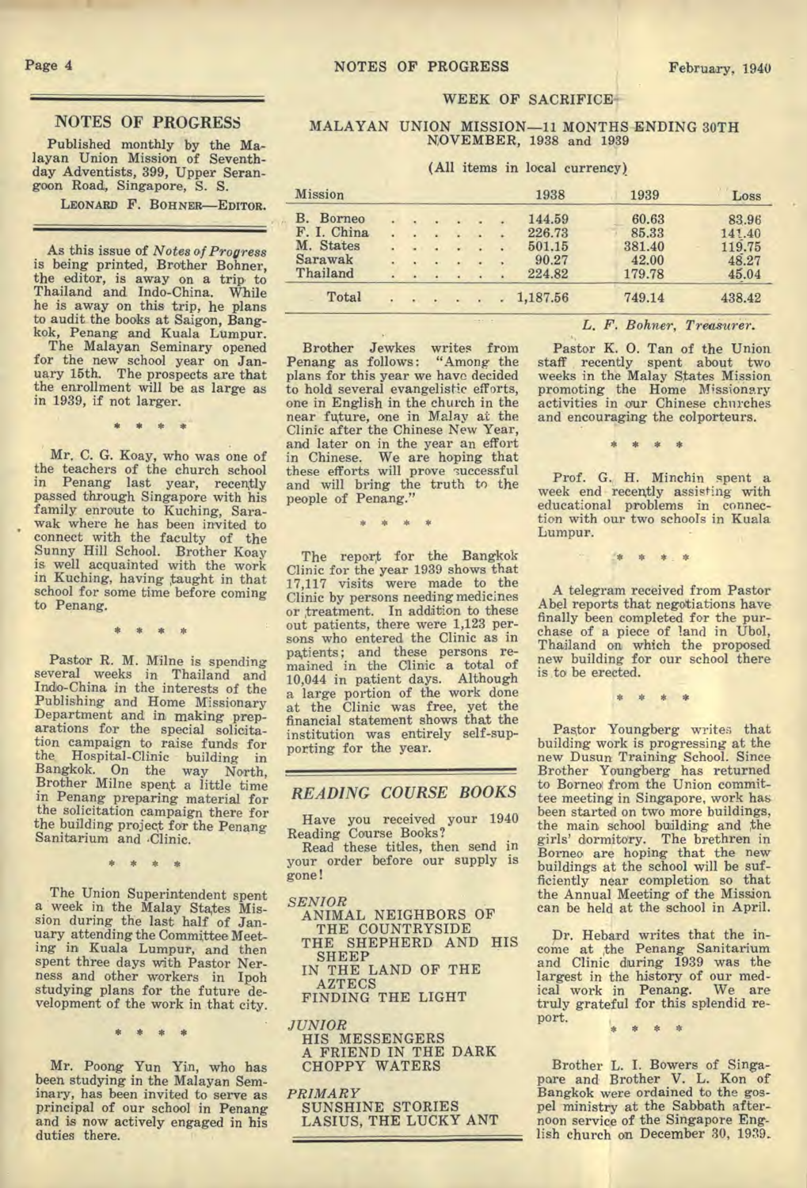## NOTES OF PROGRESS

Published monthly by the Malayan Union Mission of Seventh-day Adventists, 399, Upper Serangoon Road, Singapore, S. S.

LEONARD F. BOHNER—EDITOR.

As this issue of *Notes of Progress* is being printed, Brother Bohner, the editor, is away on a trip to Thailand and Indo-China. While he is away on this trip, he plans to audit the books at Saigon, Bangkok, Penang and Kuala Lumpur.

The Malayan Seminary opened for the new school year on January 15th. The prospects are that the enrollment will be as large as in 1939, if not larger.

\* \* \* \*

Mr. C. G. Koay, who was one of the teachers of the church school in Penang last year, recently passed through Singapore with his family enroute to Kuching, Sarawak where he has been invited to connect with the faculty of the Sunny Hill School. Brother Koay is well acquainted with the work in Kuching, having taught in that school for some time before coming to Penang.

\* \* \* \*

Pastor R. M. Milne is spending several weeks in Thailand and Indo-China in the interests of the Publishing and Home Missionary Department and in making preparations for the special solicitation campaign to raise funds for the Hospital-Clinic building in Bangkok. On the way North, Brother Milne spent a little time in Penang preparing material for the solicitation campaign there for the building project for the Penang Sanitarium and Clinic.

\* \* \* \*

The Union Superintendent spent a week in the Malay States Mission during the last half of January attending the Committee Meeting in Kuala Lumpur, and then spent three days with Pastor Nerness and other workers in Ipoh studying plans for the future development of the work in that city.

\* \* \* \*

Mr. Poong Yun Yin, who has been studying in the Malayan Seminary, has been invited to serve as principal of our school in Penang and is now actively engaged in his duties there.

### WEEK OF SACRIFICE

MALAYAN UNION MISSION—11 MONTHS ENDING 30TH NOVEMBER, 1938 and 1939

(All items in local currency)

| Mission | 1938 | 1939 | Loss |
|---|---|---|---|
| B. Borneo | 144.59 | 60.63 | 83.96 |
| F. I. China | 226.73 | 85.33 | 141.40 |
| M. States | 501.15 | 381.40 | 119.75 |
| Sarawak | 90.27 | 42.00 | 48.27 |
| Thailand | 224.82 | 179.78 | 45.04 |
| Total | 1,187.56 | 749.14 | 438.42 |

*L. F. Bohner, Treasurer.*

Brother Jewkes writes from Penang as follows: "Among the plans for this year we have decided to hold several evangelistic efforts, one in English in the church in the near future, one in Malay at the Clinic after the Chinese New Year, and later on in the year an effort in Chinese. We are hoping that these efforts will prove successful and will bring the truth to the people of Penang."

\* \* \* \*

The report for the Bangkok Clinic for the year 1939 shows that 17,117 visits were made to the Clinic by persons needing medicines or treatment. In addition to these out patients, there were 1,123 persons who entered the Clinic as in patients; and these persons remained in the Clinic a total of 10,044 in patient days. Although a large portion of the work done at the Clinic was free, yet the financial statement shows that the institution was entirely self-supporting for the year.

## *READING COURSE BOOKS*

Have you received your 1940 Reading Course Books?

Read these titles, then send in your order before our supply is gone!

*SENIOR*
- ANIMAL NEIGHBORS OF THE COUNTRYSIDE
- THE SHEPHERD AND HIS SHEEP
- IN THE LAND OF THE AZTECS
- FINDING THE LIGHT

*JUNIOR*
- HIS MESSENGERS
- A FRIEND IN THE DARK
- CHOPPY WATERS

*PRIMARY*
- SUNSHINE STORIES
- LASIUS, THE LUCKY ANT

Pastor K. O. Tan of the Union staff recently spent about two weeks in the Malay States Mission promoting the Home Missionary activities in our Chinese churches and encouraging the colporteurs.

\* \* \* \*

Prof. G. H. Minchin spent a week end recently assisting with educational problems in connection with our two schools in Kuala Lumpur.

\* \* \* \*

A telegram received from Pastor Abel reports that negotiations have finally been completed for the purchase of a piece of land in Ubol, Thailand on which the proposed new building for our school there is to be erected.

\* \* \* \*

Pastor Youngberg writes that building work is progressing at the new Dusun Training School. Since Brother Youngberg has returned to Borneo from the Union committee meeting in Singapore, work has been started on two more buildings, the main school building and the girls' dormitory. The brethren in Borneo are hoping that the new buildings at the school will be sufficiently near completion so that the Annual Meeting of the Mission can be held at the school in April.

Dr. Hebard writes that the income at the Penang Sanitarium and Clinic during 1939 was the largest in the history of our medical work in Penang. We are truly grateful for this splendid report.

\* \* \* \*

Brother L. I. Bowers of Singapore and Brother V. L. Kon of Bangkok were ordained to the gospel ministry at the Sabbath afternoon service of the Singapore English church on December 30, 1939.